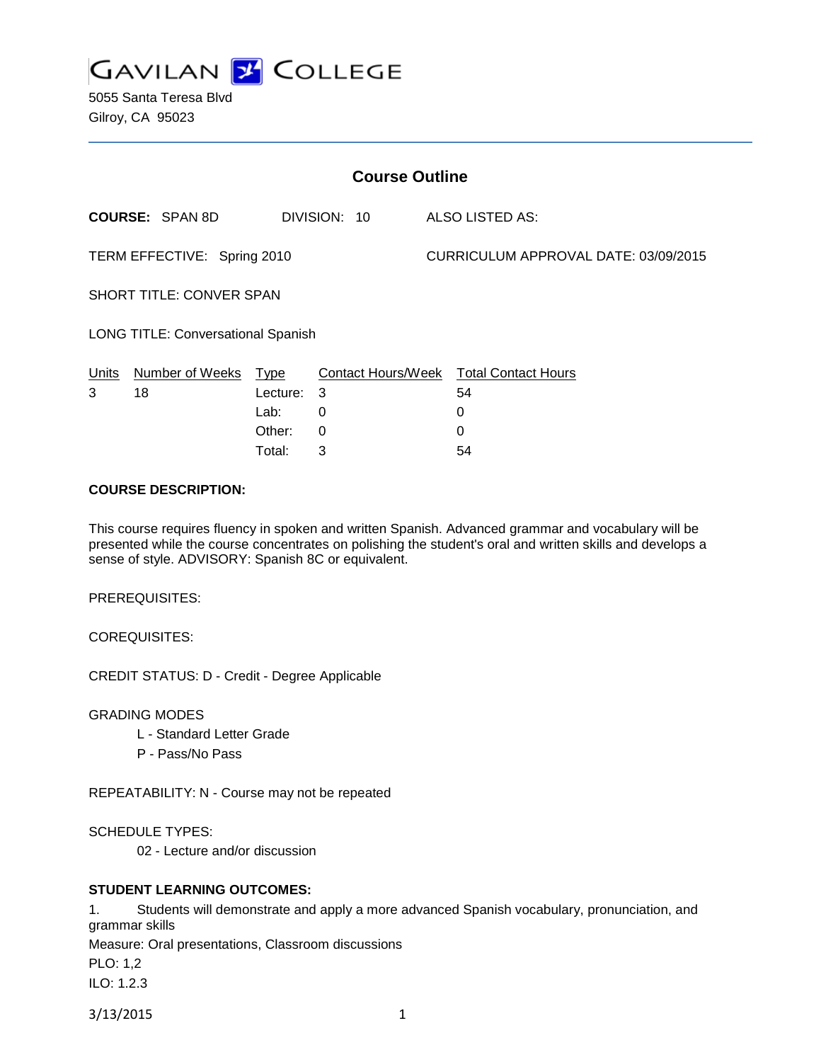# GAVILAN COLLEGE

5055 Santa Teresa Blvd
Gilroy, CA 95023

## Course Outline

**COURSE:** SPAN 8D  DIVISION: 10  ALSO LISTED AS:

TERM EFFECTIVE: Spring 2010  CURRICULUM APPROVAL DATE: 03/09/2015

SHORT TITLE: CONVER SPAN

LONG TITLE: Conversational Spanish

| Units | Number of Weeks | Type | Contact Hours/Week | Total Contact Hours |
|---|---|---|---|---|
| 3 | 18 | Lecture: | 3 | 54 |
| | | Lab: | 0 | 0 |
| | | Other: | 0 | 0 |
| | | Total: | 3 | 54 |

**COURSE DESCRIPTION:**

This course requires fluency in spoken and written Spanish. Advanced grammar and vocabulary will be presented while the course concentrates on polishing the student's oral and written skills and develops a sense of style. ADVISORY: Spanish 8C or equivalent.

PREREQUISITES:

COREQUISITES:

CREDIT STATUS: D - Credit - Degree Applicable

GRADING MODES

- L - Standard Letter Grade
- P - Pass/No Pass

REPEATABILITY: N - Course may not be repeated

SCHEDULE TYPES:

- 02 - Lecture and/or discussion

**STUDENT LEARNING OUTCOMES:**

1. Students will demonstrate and apply a more advanced Spanish vocabulary, pronunciation, and grammar skills

Measure: Oral presentations, Classroom discussions

PLO: 1,2

ILO: 1.2.3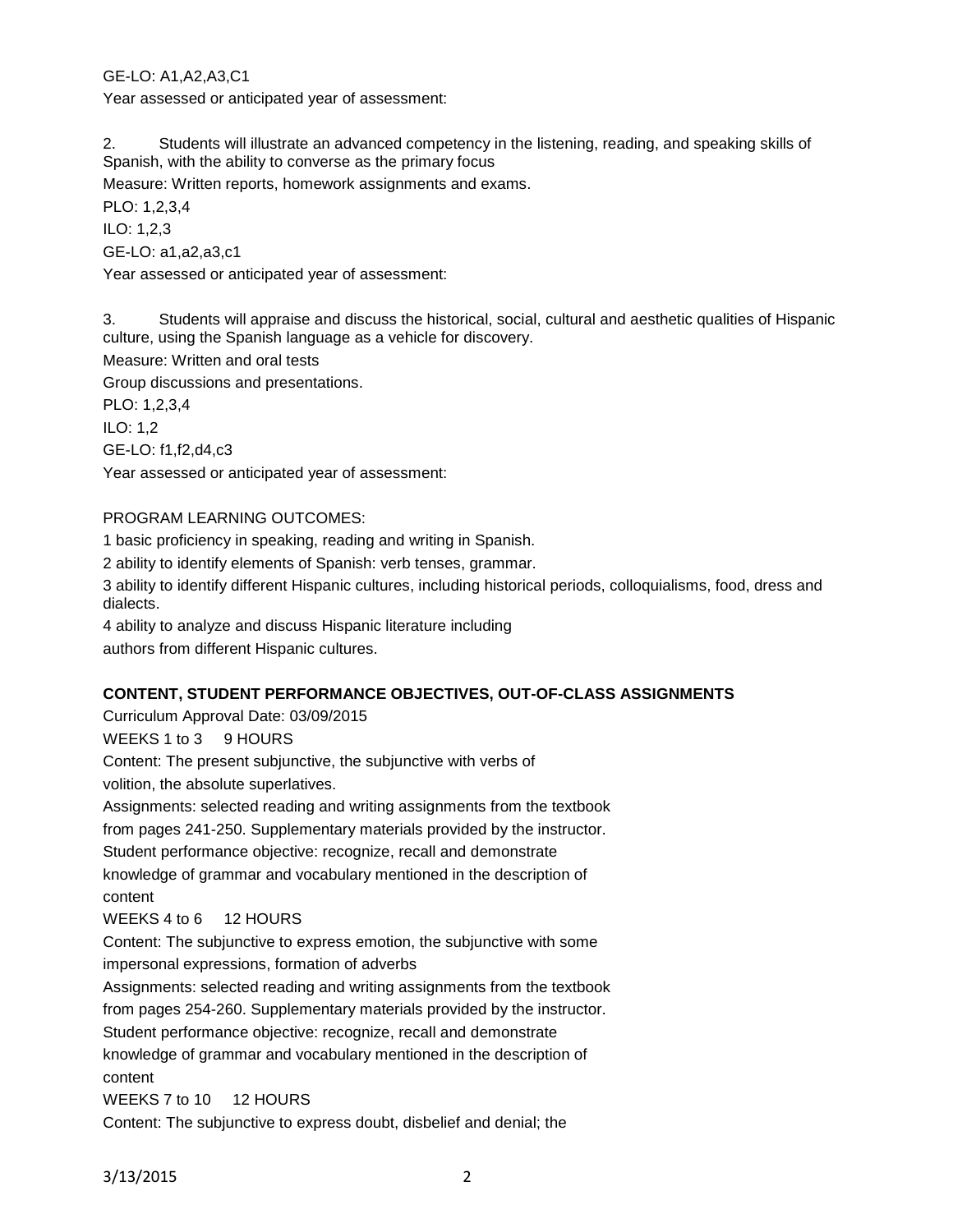GE-LO: A1,A2,A3,C1

Year assessed or anticipated year of assessment:

2. Students will illustrate an advanced competency in the listening, reading, and speaking skills of Spanish, with the ability to converse as the primary focus

Measure: Written reports, homework assignments and exams.

PLO: 1,2,3,4

ILO: 1,2,3

GE-LO: a1,a2,a3,c1

Year assessed or anticipated year of assessment:

3. Students will appraise and discuss the historical, social, cultural and aesthetic qualities of Hispanic culture, using the Spanish language as a vehicle for discovery.

Measure: Written and oral tests

Group discussions and presentations.

PLO: 1,2,3,4

ILO: 1,2

GE-LO: f1,f2,d4,c3

Year assessed or anticipated year of assessment:

PROGRAM LEARNING OUTCOMES:

1 basic proficiency in speaking, reading and writing in Spanish.

2 ability to identify elements of Spanish: verb tenses, grammar.

3 ability to identify different Hispanic cultures, including historical periods, colloquialisms, food, dress and dialects.

4 ability to analyze and discuss Hispanic literature including authors from different Hispanic cultures.

**CONTENT, STUDENT PERFORMANCE OBJECTIVES, OUT-OF-CLASS ASSIGNMENTS**

Curriculum Approval Date: 03/09/2015

WEEKS 1 to 3 9 HOURS

Content: The present subjunctive, the subjunctive with verbs of volition, the absolute superlatives.

Assignments: selected reading and writing assignments from the textbook from pages 241-250. Supplementary materials provided by the instructor.

Student performance objective: recognize, recall and demonstrate knowledge of grammar and vocabulary mentioned in the description of content

WEEKS 4 to 6 12 HOURS

Content: The subjunctive to express emotion, the subjunctive with some impersonal expressions, formation of adverbs

Assignments: selected reading and writing assignments from the textbook from pages 254-260. Supplementary materials provided by the instructor.

Student performance objective: recognize, recall and demonstrate knowledge of grammar and vocabulary mentioned in the description of content

WEEKS 7 to 10 12 HOURS

Content: The subjunctive to express doubt, disbelief and denial; the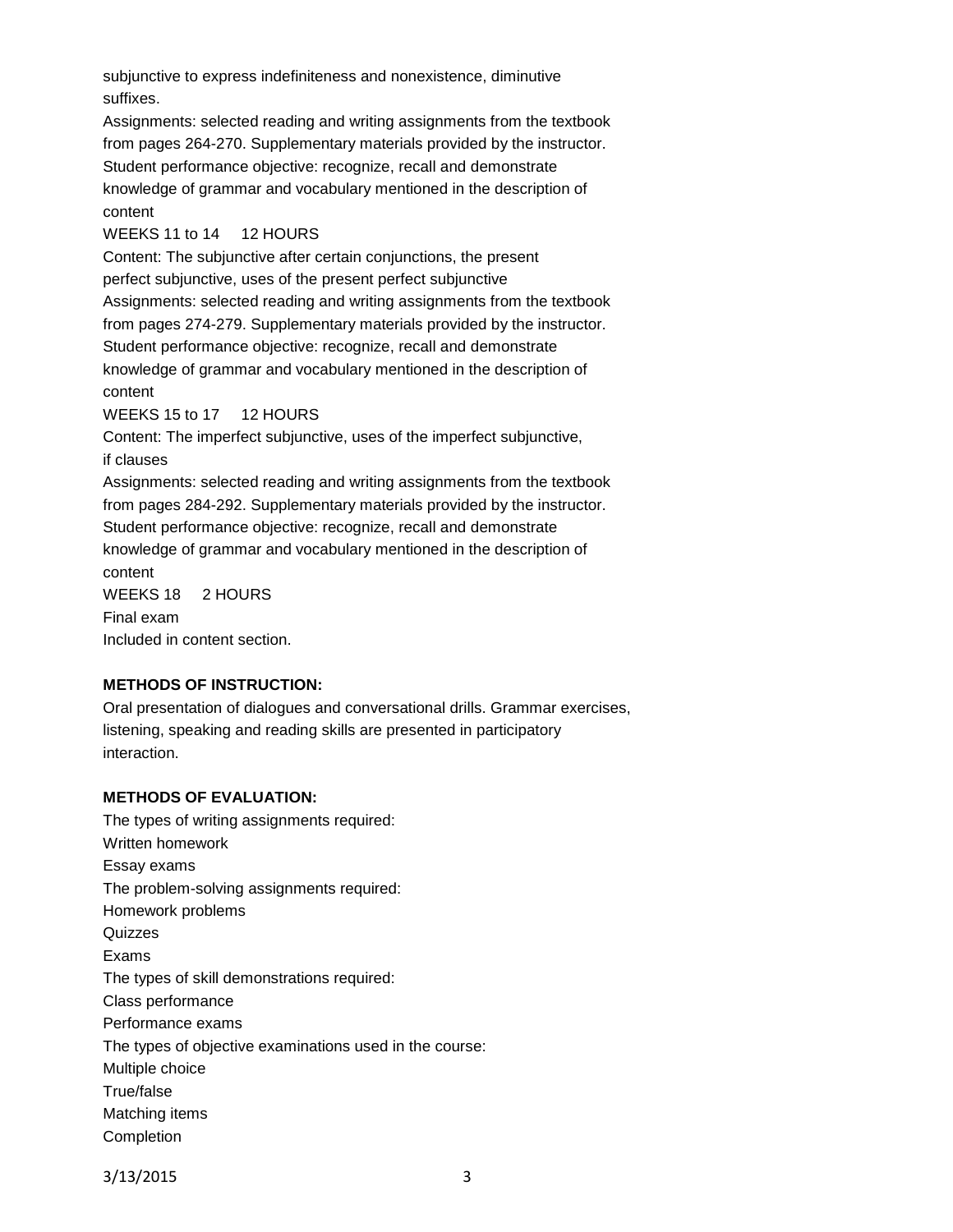subjunctive to express indefiniteness and nonexistence, diminutive suffixes.

Assignments: selected reading and writing assignments from the textbook from pages 264-270. Supplementary materials provided by the instructor.

Student performance objective: recognize, recall and demonstrate knowledge of grammar and vocabulary mentioned in the description of content

WEEKS 11 to 14 12 HOURS

Content: The subjunctive after certain conjunctions, the present perfect subjunctive, uses of the present perfect subjunctive

Assignments: selected reading and writing assignments from the textbook from pages 274-279. Supplementary materials provided by the instructor.

Student performance objective: recognize, recall and demonstrate knowledge of grammar and vocabulary mentioned in the description of content

WEEKS 15 to 17 12 HOURS

Content: The imperfect subjunctive, uses of the imperfect subjunctive, if clauses

Assignments: selected reading and writing assignments from the textbook from pages 284-292. Supplementary materials provided by the instructor.

Student performance objective: recognize, recall and demonstrate knowledge of grammar and vocabulary mentioned in the description of content

WEEKS 18 2 HOURS

Final exam

Included in content section.

**METHODS OF INSTRUCTION:**

Oral presentation of dialogues and conversational drills. Grammar exercises, listening, speaking and reading skills are presented in participatory interaction.

**METHODS OF EVALUATION:**

The types of writing assignments required:

Written homework

Essay exams

The problem-solving assignments required:

Homework problems

Quizzes

Exams

The types of skill demonstrations required:

Class performance

Performance exams

The types of objective examinations used in the course:

Multiple choice

True/false

Matching items

Completion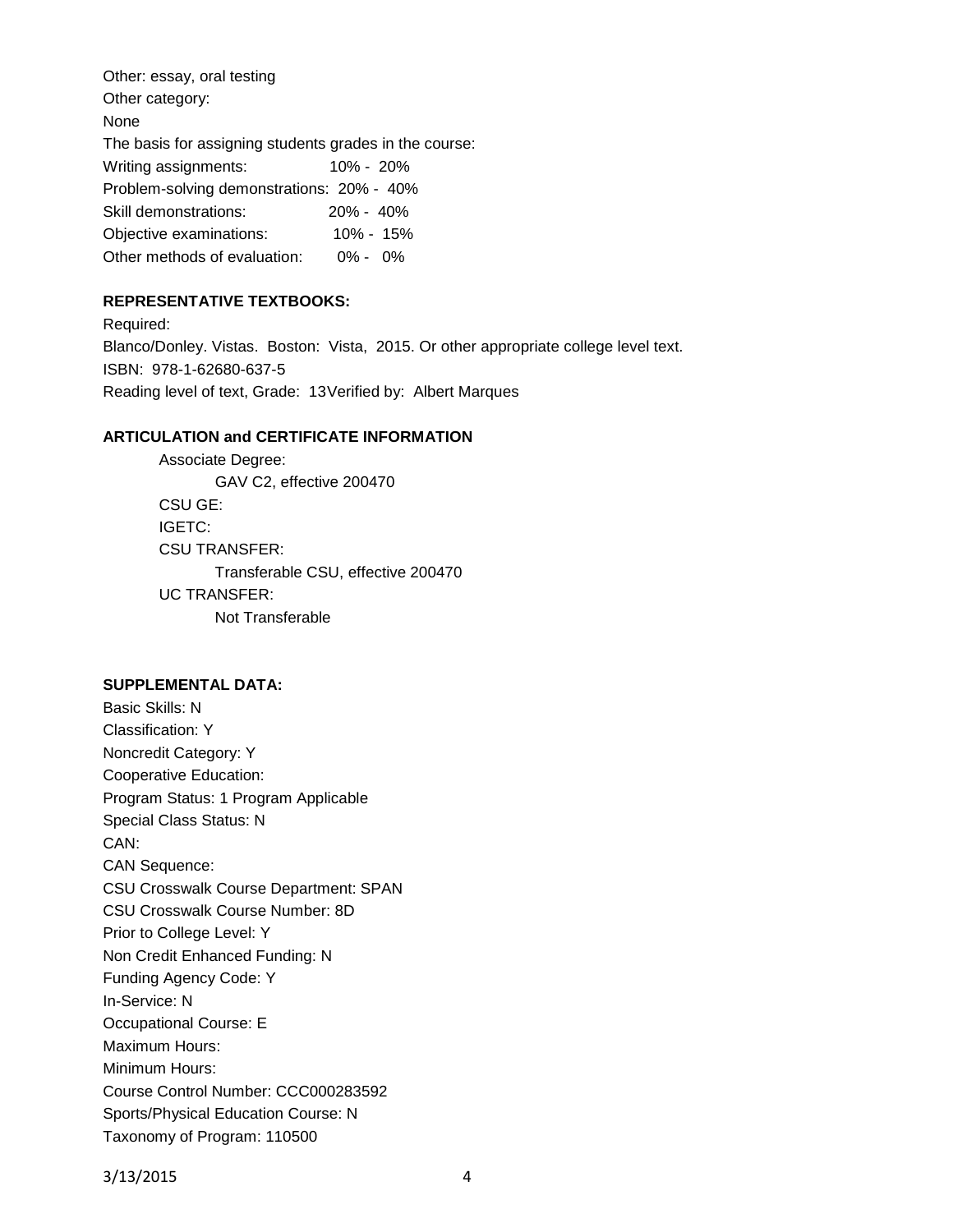Other: essay, oral testing
Other category:
None
The basis for assigning students grades in the course:

| | |
|---|---|
| Writing assignments: | 10% - 20% |
| Problem-solving demonstrations: | 20% - 40% |
| Skill demonstrations: | 20% - 40% |
| Objective examinations: | 10% - 15% |
| Other methods of evaluation: | 0% - 0% |

**REPRESENTATIVE TEXTBOOKS:**

Required:
Blanco/Donley. Vistas. Boston: Vista, 2015. Or other appropriate college level text.
ISBN: 978-1-62680-637-5
Reading level of text, Grade: 13Verified by: Albert Marques

**ARTICULATION and CERTIFICATE INFORMATION**

Associate Degree:
GAV C2, effective 200470
CSU GE:
IGETC:
CSU TRANSFER:
Transferable CSU, effective 200470
UC TRANSFER:
Not Transferable

**SUPPLEMENTAL DATA:**

Basic Skills: N
Classification: Y
Noncredit Category: Y
Cooperative Education:
Program Status: 1 Program Applicable
Special Class Status: N
CAN:
CAN Sequence:
CSU Crosswalk Course Department: SPAN
CSU Crosswalk Course Number: 8D
Prior to College Level: Y
Non Credit Enhanced Funding: N
Funding Agency Code: Y
In-Service: N
Occupational Course: E
Maximum Hours:
Minimum Hours:
Course Control Number: CCC000283592
Sports/Physical Education Course: N
Taxonomy of Program: 110500